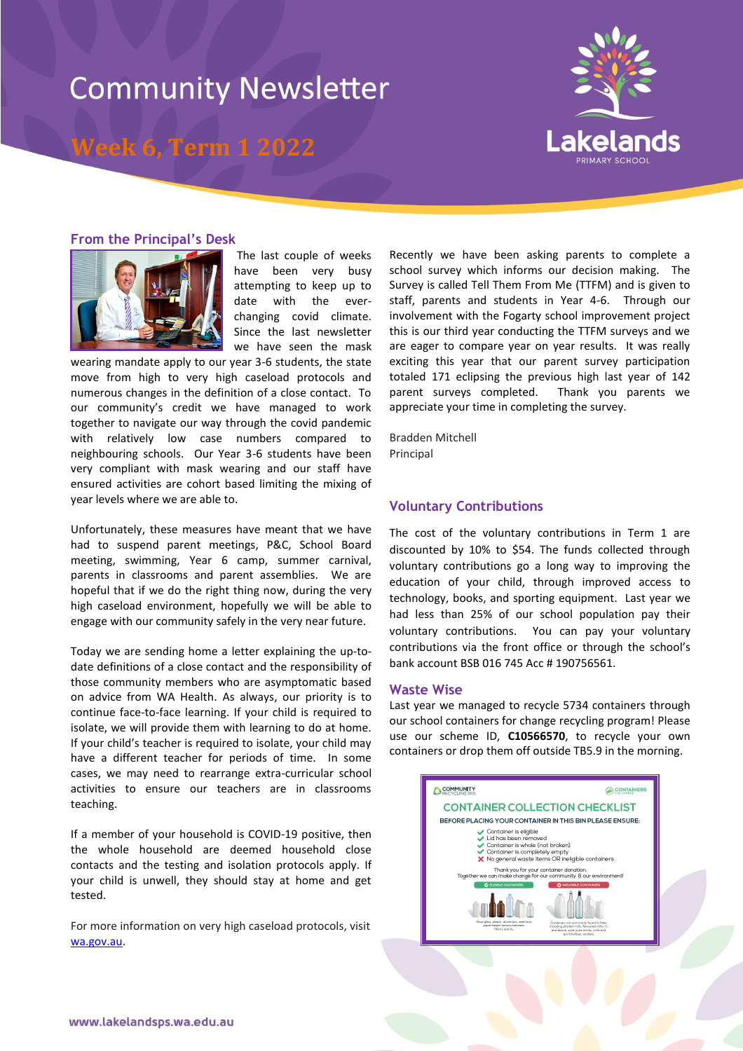# Community Newsletter

## Week 6, Term 1 2022

Lakelands PRIMARY SCHOOL

### From the Principal's Desk

The last couple of weeks have been very busy attempting to keep up to date with the ever-changing covid climate. Since the last newsletter we have seen the mask wearing mandate apply to our year 3-6 students, the state move from high to very high caseload protocols and numerous changes in the definition of a close contact. To our community's credit we have managed to work together to navigate our way through the covid pandemic with relatively low case numbers compared to neighbouring schools. Our Year 3-6 students have been very compliant with mask wearing and our staff have ensured activities are cohort based limiting the mixing of year levels where we are able to.

Unfortunately, these measures have meant that we have had to suspend parent meetings, P&C, School Board meeting, swimming, Year 6 camp, summer carnival, parents in classrooms and parent assemblies. We are hopeful that if we do the right thing now, during the very high caseload environment, hopefully we will be able to engage with our community safely in the very near future.

Today we are sending home a letter explaining the up-to-date definitions of a close contact and the responsibility of those community members who are asymptomatic based on advice from WA Health. As always, our priority is to continue face-to-face learning. If your child is required to isolate, we will provide them with learning to do at home. If your child's teacher is required to isolate, your child may have a different teacher for periods of time. In some cases, we may need to rearrange extra-curricular school activities to ensure our teachers are in classrooms teaching.

If a member of your household is COVID-19 positive, then the whole household are deemed household close contacts and the testing and isolation protocols apply. If your child is unwell, they should stay at home and get tested.

For more information on very high caseload protocols, visit [wa.gov.au](wa.gov.au).

Recently we have been asking parents to complete a school survey which informs our decision making. The Survey is called Tell Them From Me (TTFM) and is given to staff, parents and students in Year 4-6. Through our involvement with the Fogarty school improvement project this is our third year conducting the TTFM surveys and we are eager to compare year on year results. It was really exciting this year that our parent survey participation totaled 171 eclipsing the previous high last year of 142 parent surveys completed. Thank you parents we appreciate your time in completing the survey.

Bradden Mitchell
Principal

### Voluntary Contributions

The cost of the voluntary contributions in Term 1 are discounted by 10% to $54. The funds collected through voluntary contributions go a long way to improving the education of your child, through improved access to technology, books, and sporting equipment. Last year we had less than 25% of our school population pay their voluntary contributions. You can pay your voluntary contributions via the front office or through the school's bank account BSB 016 745 Acc # 190756561.

### Waste Wise

Last year we managed to recycle 5734 containers through our school containers for change recycling program! Please use our scheme ID, **C10566570**, to recycle your own containers or drop them off outside TB5.9 in the morning.

COMMUNITY RECYCLING WA — CONTAINERS FOR CHANGE

**CONTAINER COLLECTION CHECKLIST**

BEFORE PLACING YOUR CONTAINER IN THIS BIN PLEASE ENSURE:

- ✔ Container is eligible
- ✔ Lid has been removed
- ✔ Container is whole (not broken)
- ✔ Container is completely empty
- ✘ No general waste items OR ineligible containers

Thank you for your container donation.
Together we can make change for our community & our environment!

ELIGIBLE CONTAINERS | INELIGIBLE CONTAINERS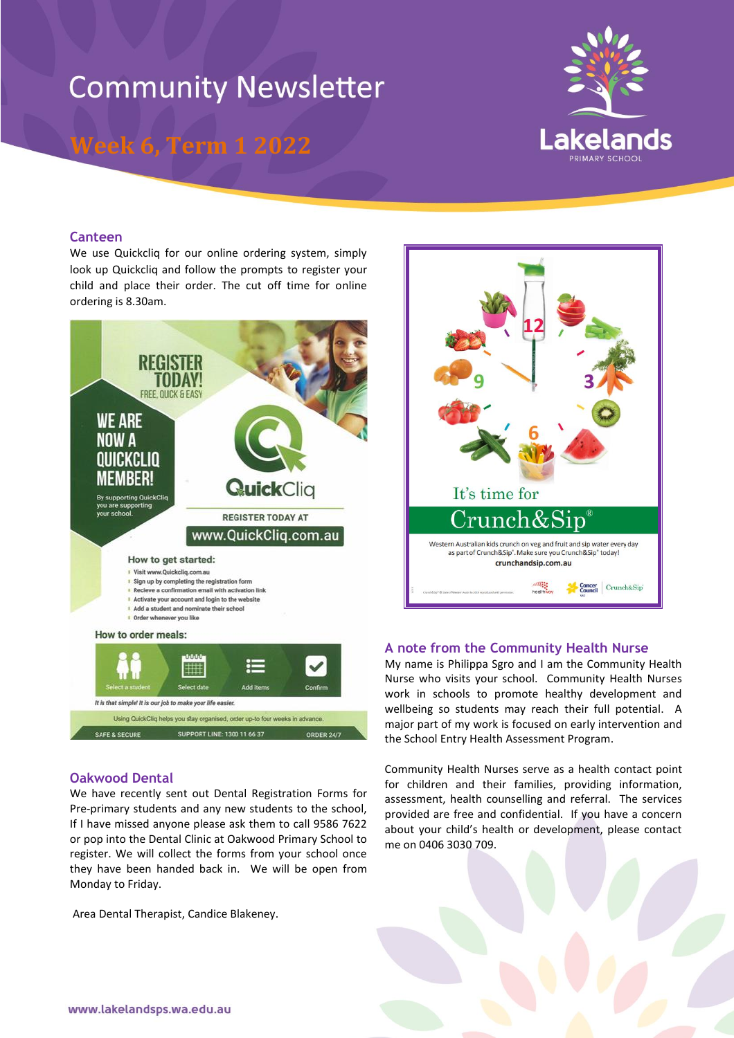# Community Newsletter

## Week 6, Term 1 2022

### Canteen

We use Quickcliq for our online ordering system, simply look up Quickcliq and follow the prompts to register your child and place their order. The cut off time for online ordering is 8.30am.

REGISTER TODAY! FREE, QUICK & EASY

WE ARE NOW A QUICKCLIQ MEMBER!

By supporting QuickCliq you are supporting your school.

QuickCliq

REGISTER TODAY AT www.QuickCliq.com.au

How to get started:

- Visit www.Quickcliq.com.au
- Sign up by completing the registration form
- Recieve a confirmation email with activation link
- Activate your account and login to the website
- Add a student and nominate their school
- Order whenever you like

How to order meals:

Select a student → Select date → Add items → Confirm

*It is that simple! It is our job to make your life easier.*

Using QuickCliq helps you stay organised, order up-to four weeks in advance.

SAFE & SECURE | SUPPORT LINE: 1300 11 66 37 | ORDER 24/7

### Oakwood Dental

We have recently sent out Dental Registration Forms for Pre-primary students and any new students to the school, If I have missed anyone please ask them to call 9586 7622 or pop into the Dental Clinic at Oakwood Primary School to register. We will collect the forms from your school once they have been handed back in. We will be open from Monday to Friday.

Area Dental Therapist, Candice Blakeney.

It's time for Crunch&Sip®

Western Australian kids crunch on veg and fruit and sip water every day as part of Crunch&Sip®. Make sure you Crunch&Sip® today!

crunchandsip.com.au

### A note from the Community Health Nurse

My name is Philippa Sgro and I am the Community Health Nurse who visits your school. Community Health Nurses work in schools to promote healthy development and wellbeing so students may reach their full potential. A major part of my work is focused on early intervention and the School Entry Health Assessment Program.

Community Health Nurses serve as a health contact point for children and their families, providing information, assessment, health counselling and referral. The services provided are free and confidential. If you have a concern about your child's health or development, please contact me on 0406 3030 709.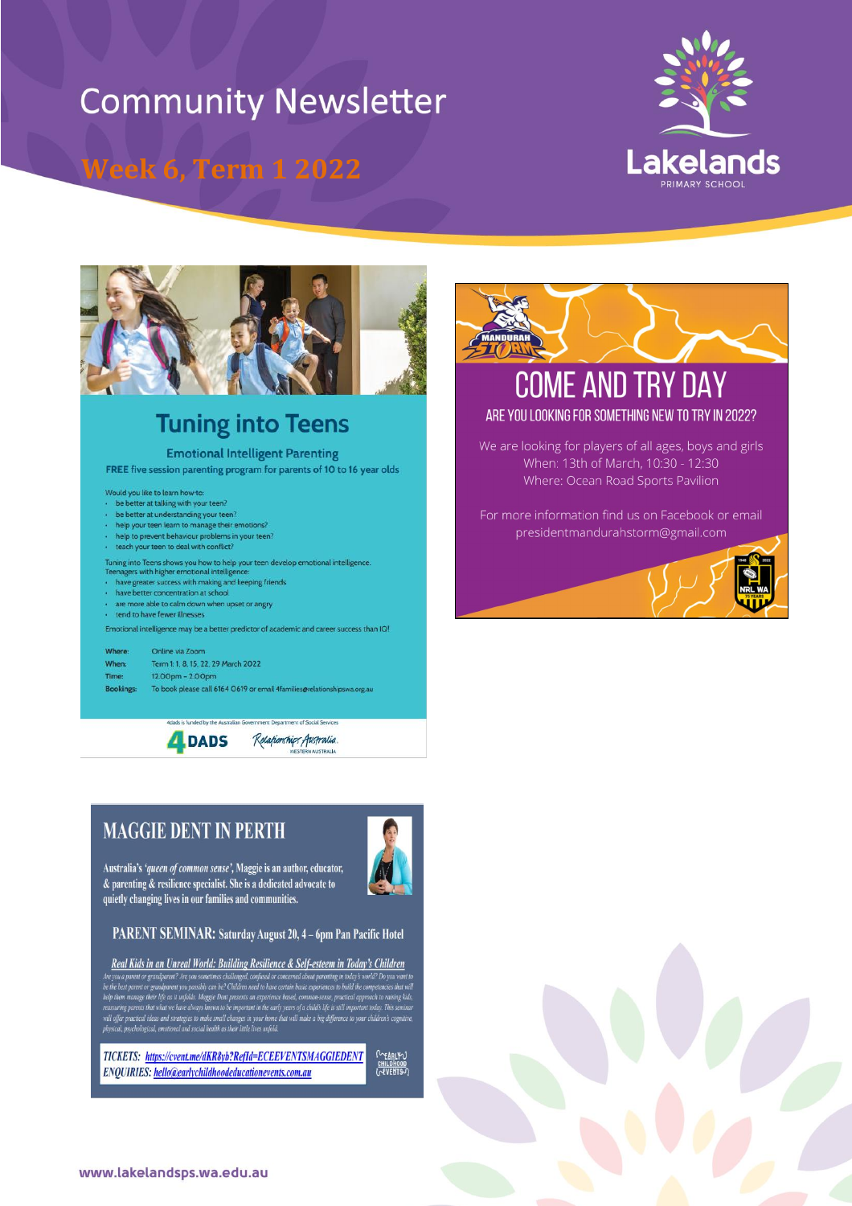# Community Newsletter

## Week 6, Term 1 2022

Lakelands
PRIMARY SCHOOL

## Tuning into Teens

### Emotional Intelligent Parenting

**FREE five session parenting program for parents of 10 to 16 year olds**

Would you like to learn how to:

- be better at talking with your teen?
- be better at understanding your teen?
- help your teen learn to manage their emotions?
- help to prevent behaviour problems in your teen?
- teach your teen to deal with conflict?

Tuning into Teens shows you how to help your teen develop emotional intelligence.
Teenagers with higher emotional intelligence:

- have greater success with making and keeping friends
- have better concentration at school
- are more able to calm down when upset or angry
- tend to have fewer illnesses

Emotional intelligence may be a better predictor of academic and career success than IQ!

**Where:** Online via Zoom
**When:** Term 1: 1, 8, 15, 22, 29 March 2022
**Time:** 12.00pm - 2.00pm
**Bookings:** To book please call 6164 0619 or email 4families@relationshipswa.org.au

4dads is funded by the Australian Government Department of Social Services

4DADS · Relationships Australia WESTERN AUSTRALIA

## COME AND TRY DAY

MANDURAH STORM

ARE YOU LOOKING FOR SOMETHING NEW TO TRY IN 2022?

We are looking for players of all ages, boys and girls
When: 13th of March, 10:30 - 12:30
Where: Ocean Road Sports Pavilion

For more information find us on Facebook or email
presidentmandurahstorm@gmail.com

1948 2022 NRL WA 75 YEARS

## MAGGIE DENT IN PERTH

Australia's *'queen of common sense'*, Maggie is an author, educator, & parenting & resilience specialist. She is a dedicated advocate to quietly changing lives in our families and communities.

### PARENT SEMINAR: Saturday August 20, 4 – 6pm Pan Pacific Hotel

***Real Kids in an Unreal World: Building Resilience & Self-esteem in Today's Children***

*Are you a parent or grandparent? Are you sometimes challenged, confused or concerned about parenting in today's world? Do you want to be the best parent or grandparent you possibly can be? Children need to have certain basic experiences to build the competencies that will help them manage their life as it unfolds. Maggie Dent presents an experience based, common-sense, practical approach to raising kids, reassuring parents that what we have always known to be important in the early years of a child's life is still important today. This seminar will offer practical ideas and strategies to make small changes in your home that will make a big difference to your children's cognitive, physical, psychological, emotional and social health as their little lives unfold.*

*TICKETS:* https://cvent.me/dKR8yb?RefId=ECEEVENTSMAGGIEDENT
*ENQUIRIES:* hello@earlychildhoodeducationevents.com.au

EARLY CHILDHOOD EVENTS

www.lakelandsps.wa.edu.au